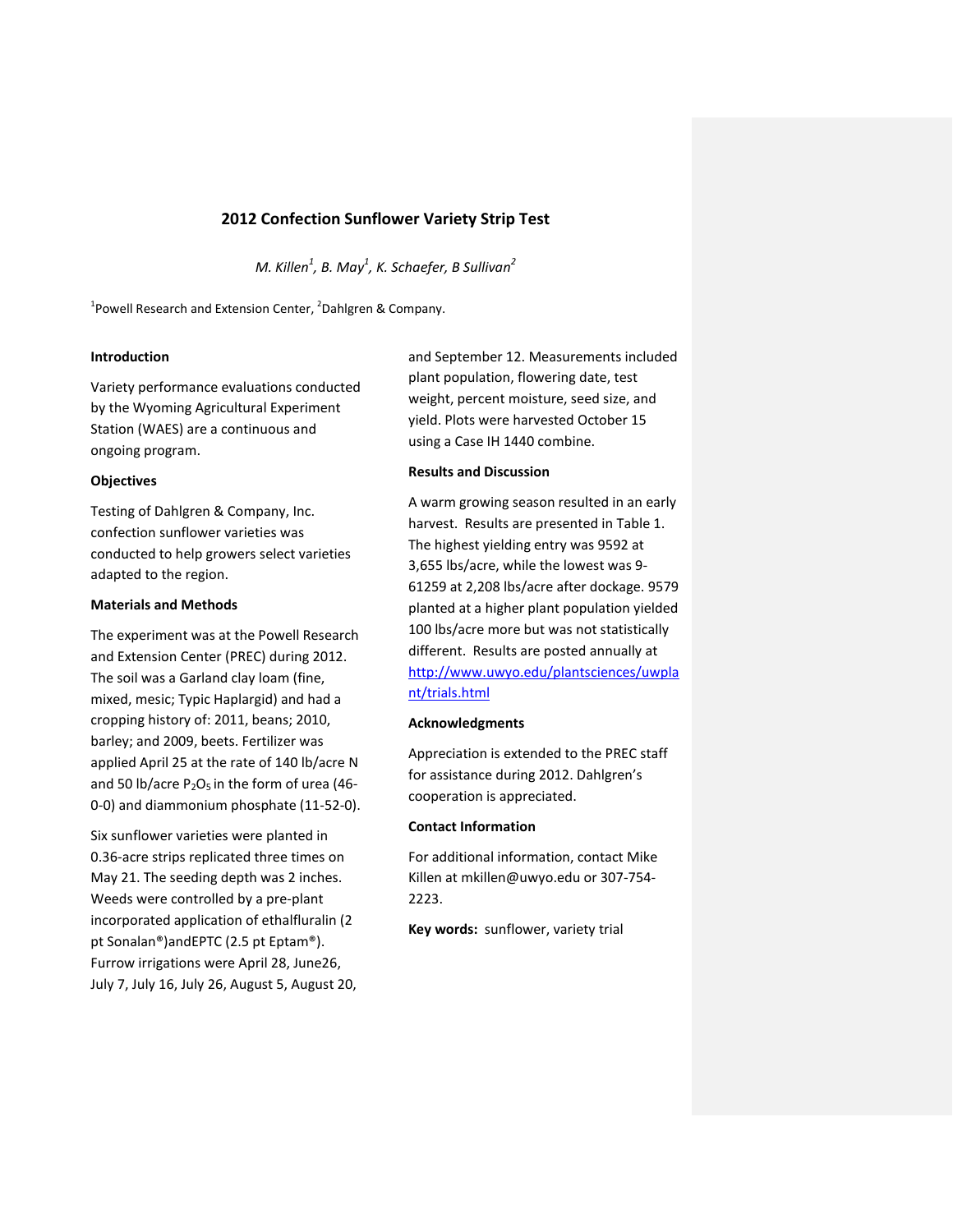# 2012 Confection Sunflower Variety Strip Test

*M. Killen[1], B. May[1], K. Schaefer, B Sullivan[2]*

[1]Powell Research and Extension Center, [2]Dahlgren & Company.

## Introduction

Variety performance evaluations conducted by the Wyoming Agricultural Experiment Station (WAES) are a continuous and ongoing program.

## Objectives

Testing of Dahlgren & Company, Inc. confection sunflower varieties was conducted to help growers select varieties adapted to the region.

## Materials and Methods

The experiment was at the Powell Research and Extension Center (PREC) during 2012. The soil was a Garland clay loam (fine, mixed, mesic; Typic Haplargid) and had a cropping history of: 2011, beans; 2010, barley; and 2009, beets. Fertilizer was applied April 25 at the rate of 140 lb/acre N and 50 lb/acre $P_2O_5$ in the form of urea (46-0-0) and diammonium phosphate (11-52-0).

Six sunflower varieties were planted in 0.36-acre strips replicated three times on May 21. The seeding depth was 2 inches. Weeds were controlled by a pre-plant incorporated application of ethalfluralin (2 pt Sonalan®)andEPTC (2.5 pt Eptam®). Furrow irrigations were April 28, June26, July 7, July 16, July 26, August 5, August 20, and September 12. Measurements included plant population, flowering date, test weight, percent moisture, seed size, and yield. Plots were harvested October 15 using a Case IH 1440 combine.

## Results and Discussion

A warm growing season resulted in an early harvest. Results are presented in Table 1. The highest yielding entry was 9592 at 3,655 lbs/acre, while the lowest was 9-61259 at 2,208 lbs/acre after dockage. 9579 planted at a higher plant population yielded 100 lbs/acre more but was not statistically different. Results are posted annually at http://www.uwyo.edu/plantsciences/uwplant/trials.html

## Acknowledgments

Appreciation is extended to the PREC staff for assistance during 2012. Dahlgren's cooperation is appreciated.

## Contact Information

For additional information, contact Mike Killen at mkillen@uwyo.edu or 307-754-2223.

**Key words:** sunflower, variety trial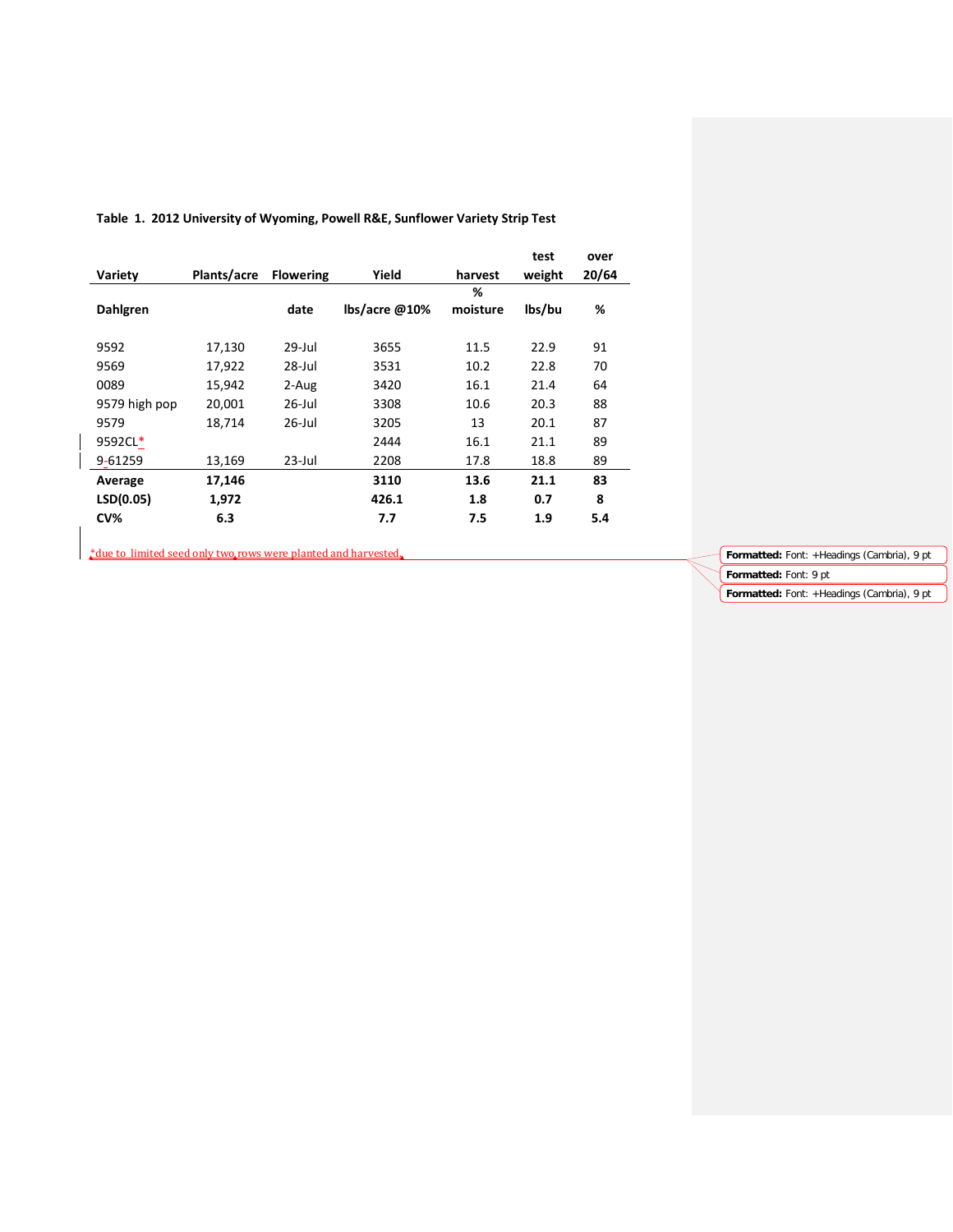**Table 1. 2012 University of Wyoming, Powell R&E, Sunflower Variety Strip Test**

| Variety | Plants/acre | Flowering | Yield | harvest | test weight | over 20/64 |
|---|---|---|---|---|---|---|
| Dahlgren | | date | lbs/acre @10% | % moisture | lbs/bu | % |
| 9592 | 17,130 | 29-Jul | 3655 | 11.5 | 22.9 | 91 |
| 9569 | 17,922 | 28-Jul | 3531 | 10.2 | 22.8 | 70 |
| 0089 | 15,942 | 2-Aug | 3420 | 16.1 | 21.4 | 64 |
| 9579 high pop | 20,001 | 26-Jul | 3308 | 10.6 | 20.3 | 88 |
| 9579 | 18,714 | 26-Jul | 3205 | 13 | 20.1 | 87 |
| 9592CL* | | | 2444 | 16.1 | 21.1 | 89 |
| 9-61259 | 13,169 | 23-Jul | 2208 | 17.8 | 18.8 | 89 |
| **Average** | **17,146** | | **3110** | **13.6** | **21.1** | **83** |
| **LSD(0.05)** | **1,972** | | **426.1** | **1.8** | **0.7** | **8** |
| **CV%** | **6.3** | | **7.7** | **7.5** | **1.9** | **5.4** |

*due to limited seed only two rows were planted and harvested.